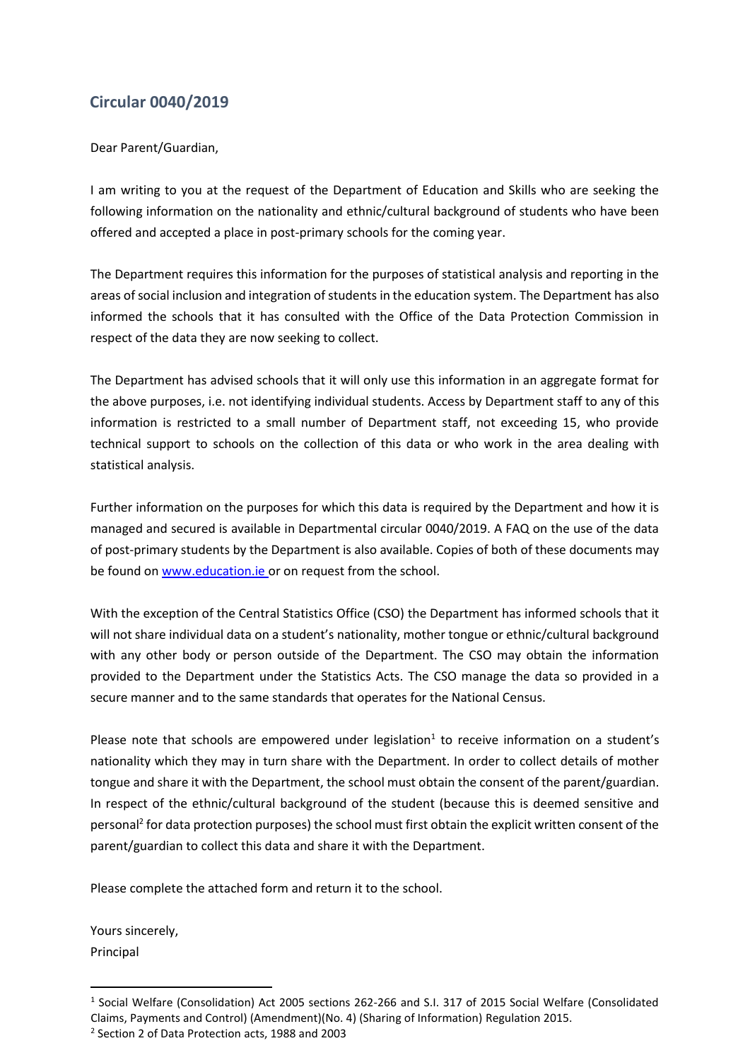## Circular 0040/2019

Dear Parent/Guardian,

I am writing to you at the request of the Department of Education and Skills who are seeking the following information on the nationality and ethnic/cultural background of students who have been offered and accepted a place in post-primary schools for the coming year.

The Department requires this information for the purposes of statistical analysis and reporting in the areas of social inclusion and integration of students in the education system. The Department has also informed the schools that it has consulted with the Office of the Data Protection Commission in respect of the data they are now seeking to collect.

The Department has advised schools that it will only use this information in an aggregate format for the above purposes, i.e. not identifying individual students. Access by Department staff to any of this information is restricted to a small number of Department staff, not exceeding 15, who provide technical support to schools on the collection of this data or who work in the area dealing with statistical analysis.

Further information on the purposes for which this data is required by the Department and how it is managed and secured is available in Departmental circular 0040/2019. A FAQ on the use of the data of post-primary students by the Department is also available. Copies of both of these documents may be found on [www.education.ie](http://www.education.ie) or on request from the school.

With the exception of the Central Statistics Office (CSO) the Department has informed schools that it will not share individual data on a student's nationality, mother tongue or ethnic/cultural background with any other body or person outside of the Department. The CSO may obtain the information provided to the Department under the Statistics Acts. The CSO manage the data so provided in a secure manner and to the same standards that operates for the National Census.

Please note that schools are empowered under legislation[1] to receive information on a student's nationality which they may in turn share with the Department. In order to collect details of mother tongue and share it with the Department, the school must obtain the consent of the parent/guardian. In respect of the ethnic/cultural background of the student (because this is deemed sensitive and personal[2] for data protection purposes) the school must first obtain the explicit written consent of the parent/guardian to collect this data and share it with the Department.

Please complete the attached form and return it to the school.

Yours sincerely,
Principal

---

[1] Social Welfare (Consolidation) Act 2005 sections 262-266 and S.I. 317 of 2015 Social Welfare (Consolidated Claims, Payments and Control) (Amendment)(No. 4) (Sharing of Information) Regulation 2015.

[2] Section 2 of Data Protection acts, 1988 and 2003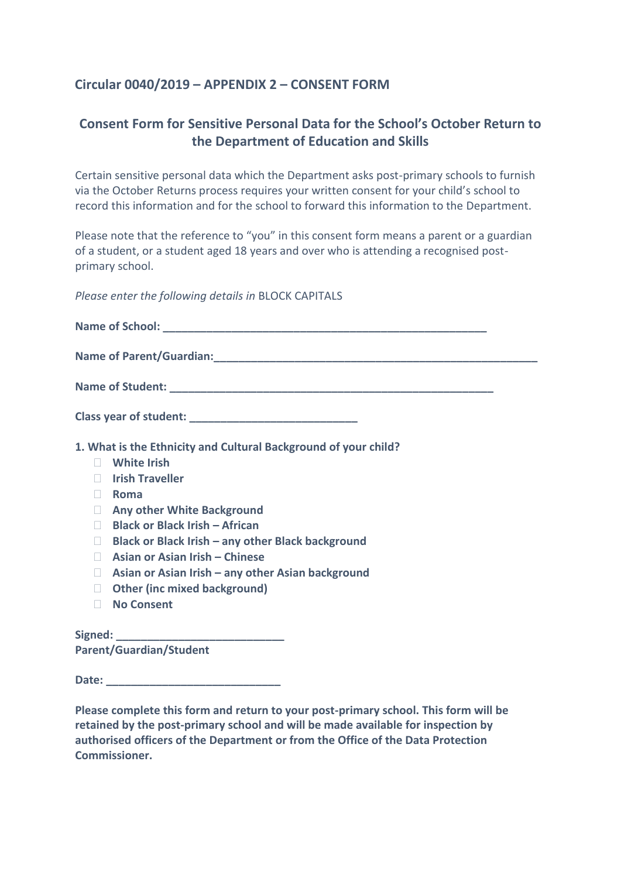## Circular 0040/2019 – APPENDIX 2 – CONSENT FORM

## Consent Form for Sensitive Personal Data for the School's October Return to the Department of Education and Skills

Certain sensitive personal data which the Department asks post-primary schools to furnish via the October Returns process requires your written consent for your child's school to record this information and for the school to forward this information to the Department.

Please note that the reference to "you" in this consent form means a parent or a guardian of a student, or a student aged 18 years and over who is attending a recognised post-primary school.

*Please enter the following details in* BLOCK CAPITALS

**Name of School: \_\_\_\_\_\_\_\_\_\_\_\_\_\_\_\_\_\_\_\_\_\_\_\_\_\_\_\_\_\_\_\_\_\_\_\_\_\_\_\_\_\_\_\_\_\_\_\_\_\_\_\_**

**Name of Parent/Guardian:\_\_\_\_\_\_\_\_\_\_\_\_\_\_\_\_\_\_\_\_\_\_\_\_\_\_\_\_\_\_\_\_\_\_\_\_\_\_\_\_\_\_\_\_\_\_\_\_\_\_\_\_**

**Name of Student: \_\_\_\_\_\_\_\_\_\_\_\_\_\_\_\_\_\_\_\_\_\_\_\_\_\_\_\_\_\_\_\_\_\_\_\_\_\_\_\_\_\_\_\_\_\_\_\_\_\_\_\_**

**Class year of student: \_\_\_\_\_\_\_\_\_\_\_\_\_\_\_\_\_\_\_\_\_\_\_\_\_\_\_\_**

**1. What is the Ethnicity and Cultural Background of your child?**

- ☐ **White Irish**
- ☐ **Irish Traveller**
- ☐ **Roma**
- ☐ **Any other White Background**
- ☐ **Black or Black Irish – African**
- ☐ **Black or Black Irish – any other Black background**
- ☐ **Asian or Asian Irish – Chinese**
- ☐ **Asian or Asian Irish – any other Asian background**
- ☐ **Other (inc mixed background)**
- ☐ **No Consent**

**Signed: \_\_\_\_\_\_\_\_\_\_\_\_\_\_\_\_\_\_\_\_\_\_\_\_\_\_\_\_**
**Parent/Guardian/Student**

**Date: \_\_\_\_\_\_\_\_\_\_\_\_\_\_\_\_\_\_\_\_\_\_\_\_\_\_\_\_\_**

**Please complete this form and return to your post-primary school. This form will be retained by the post-primary school and will be made available for inspection by authorised officers of the Department or from the Office of the Data Protection Commissioner.**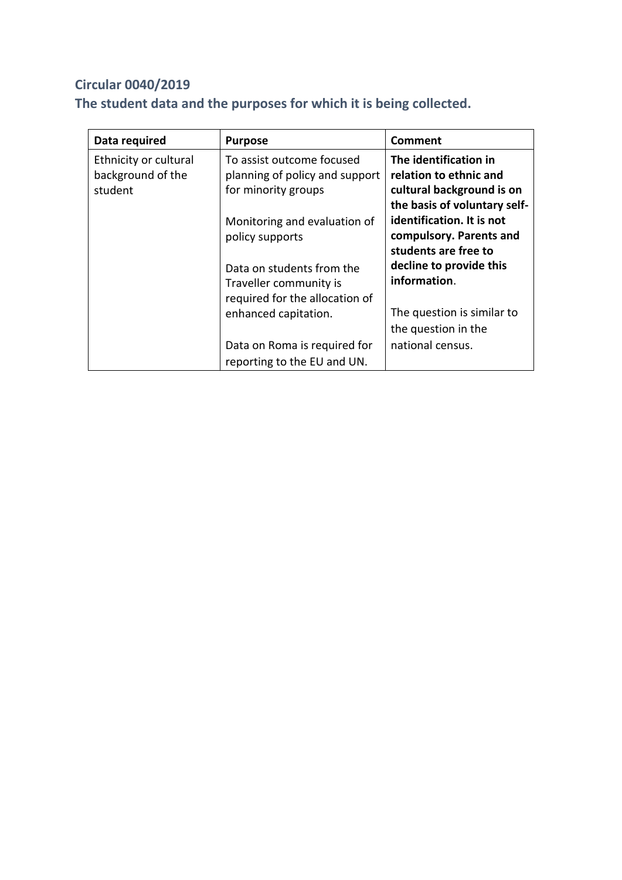### Circular 0040/2019
### The student data and the purposes for which it is being collected.

| Data required | Purpose | Comment |
|---|---|---|
| Ethnicity or cultural background of the student | To assist outcome focused planning of policy and support for minority groups<br><br>Monitoring and evaluation of policy supports<br><br>Data on students from the Traveller community is required for the allocation of enhanced capitation.<br><br>Data on Roma is required for reporting to the EU and UN. | **The identification in relation to ethnic and cultural background is on the basis of voluntary self-identification. It is not compulsory. Parents and students are free to decline to provide this information**.<br><br>The question is similar to the question in the national census. |